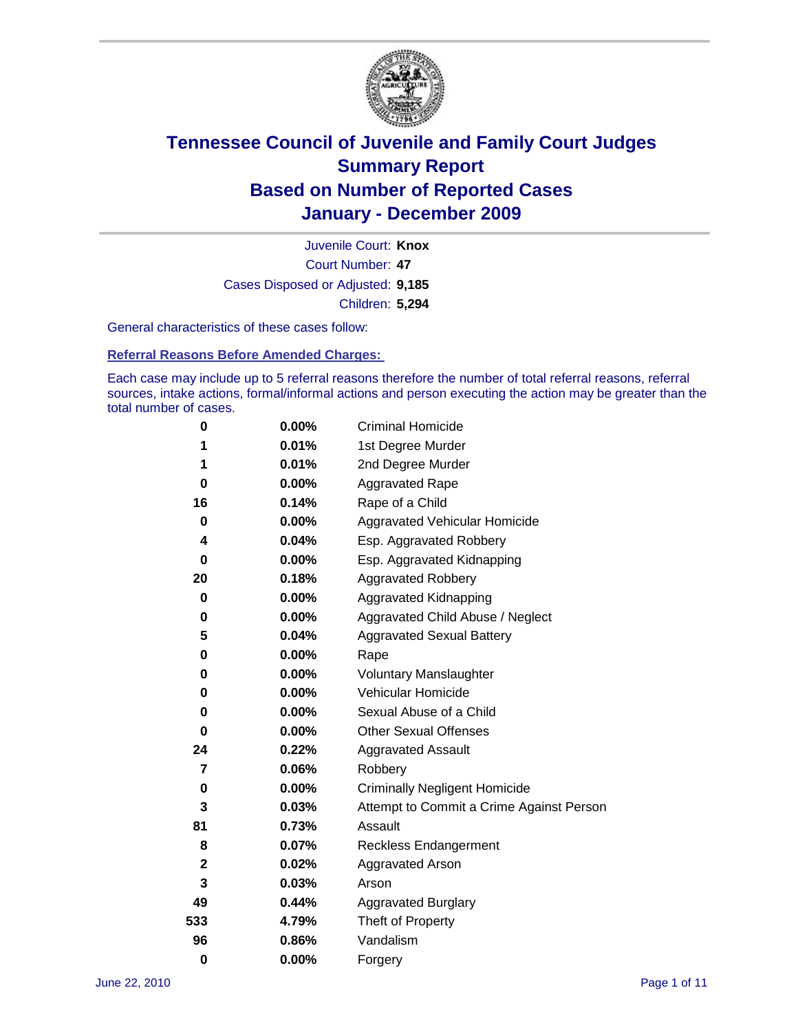# Tennessee Council of Juvenile and Family Court Judges
# Summary Report
# Based on Number of Reported Cases
# January - December 2009

Juvenile Court: **Knox**

Court Number: **47**

Cases Disposed or Adjusted: **9,185**

Children: **5,294**

General characteristics of these cases follow:

**Referral Reasons Before Amended Charges:**

Each case may include up to 5 referral reasons therefore the number of total referral reasons, referral sources, intake actions, formal/informal actions and person executing the action may be greater than the total number of cases.

| | | |
|---|---|---|
| 0 | 0.00% | Criminal Homicide |
| 1 | 0.01% | 1st Degree Murder |
| 1 | 0.01% | 2nd Degree Murder |
| 0 | 0.00% | Aggravated Rape |
| 16 | 0.14% | Rape of a Child |
| 0 | 0.00% | Aggravated Vehicular Homicide |
| 4 | 0.04% | Esp. Aggravated Robbery |
| 0 | 0.00% | Esp. Aggravated Kidnapping |
| 20 | 0.18% | Aggravated Robbery |
| 0 | 0.00% | Aggravated Kidnapping |
| 0 | 0.00% | Aggravated Child Abuse / Neglect |
| 5 | 0.04% | Aggravated Sexual Battery |
| 0 | 0.00% | Rape |
| 0 | 0.00% | Voluntary Manslaughter |
| 0 | 0.00% | Vehicular Homicide |
| 0 | 0.00% | Sexual Abuse of a Child |
| 0 | 0.00% | Other Sexual Offenses |
| 24 | 0.22% | Aggravated Assault |
| 7 | 0.06% | Robbery |
| 0 | 0.00% | Criminally Negligent Homicide |
| 3 | 0.03% | Attempt to Commit a Crime Against Person |
| 81 | 0.73% | Assault |
| 8 | 0.07% | Reckless Endangerment |
| 2 | 0.02% | Aggravated Arson |
| 3 | 0.03% | Arson |
| 49 | 0.44% | Aggravated Burglary |
| 533 | 4.79% | Theft of Property |
| 96 | 0.86% | Vandalism |
| 0 | 0.00% | Forgery |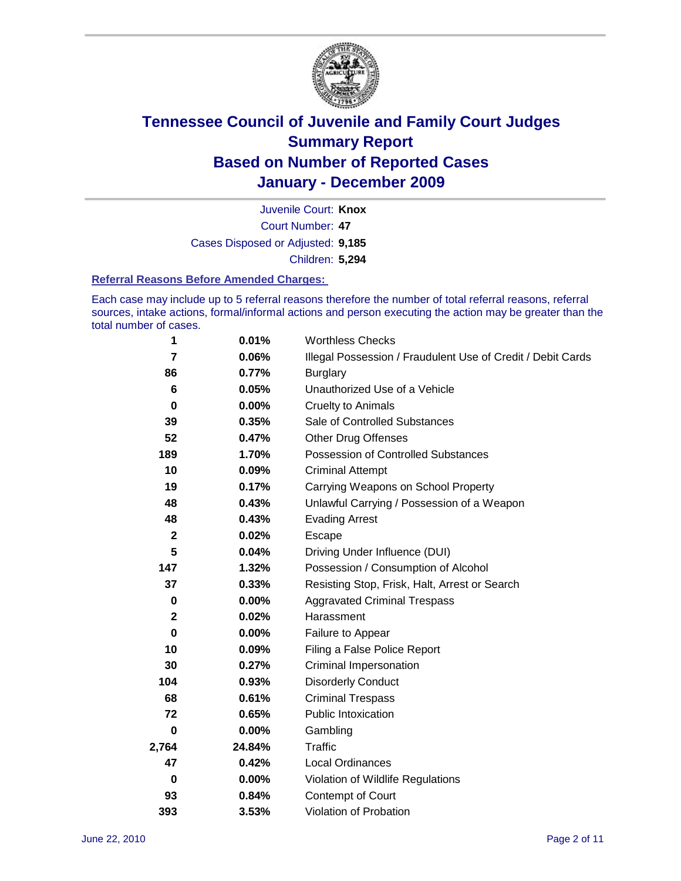# Tennessee Council of Juvenile and Family Court Judges Summary Report Based on Number of Reported Cases January - December 2009

Juvenile Court: **Knox**

Court Number: **47**

Cases Disposed or Adjusted: **9,185**

Children: **5,294**

### Referral Reasons Before Amended Charges:

Each case may include up to 5 referral reasons therefore the number of total referral reasons, referral sources, intake actions, formal/informal actions and person executing the action may be greater than the total number of cases.

| | | |
|---|---|---|
| **1** | **0.01%** | Worthless Checks |
| **7** | **0.06%** | Illegal Possession / Fraudulent Use of Credit / Debit Cards |
| **86** | **0.77%** | Burglary |
| **6** | **0.05%** | Unauthorized Use of a Vehicle |
| **0** | **0.00%** | Cruelty to Animals |
| **39** | **0.35%** | Sale of Controlled Substances |
| **52** | **0.47%** | Other Drug Offenses |
| **189** | **1.70%** | Possession of Controlled Substances |
| **10** | **0.09%** | Criminal Attempt |
| **19** | **0.17%** | Carrying Weapons on School Property |
| **48** | **0.43%** | Unlawful Carrying / Possession of a Weapon |
| **48** | **0.43%** | Evading Arrest |
| **2** | **0.02%** | Escape |
| **5** | **0.04%** | Driving Under Influence (DUI) |
| **147** | **1.32%** | Possession / Consumption of Alcohol |
| **37** | **0.33%** | Resisting Stop, Frisk, Halt, Arrest or Search |
| **0** | **0.00%** | Aggravated Criminal Trespass |
| **2** | **0.02%** | Harassment |
| **0** | **0.00%** | Failure to Appear |
| **10** | **0.09%** | Filing a False Police Report |
| **30** | **0.27%** | Criminal Impersonation |
| **104** | **0.93%** | Disorderly Conduct |
| **68** | **0.61%** | Criminal Trespass |
| **72** | **0.65%** | Public Intoxication |
| **0** | **0.00%** | Gambling |
| **2,764** | **24.84%** | Traffic |
| **47** | **0.42%** | Local Ordinances |
| **0** | **0.00%** | Violation of Wildlife Regulations |
| **93** | **0.84%** | Contempt of Court |
| **393** | **3.53%** | Violation of Probation |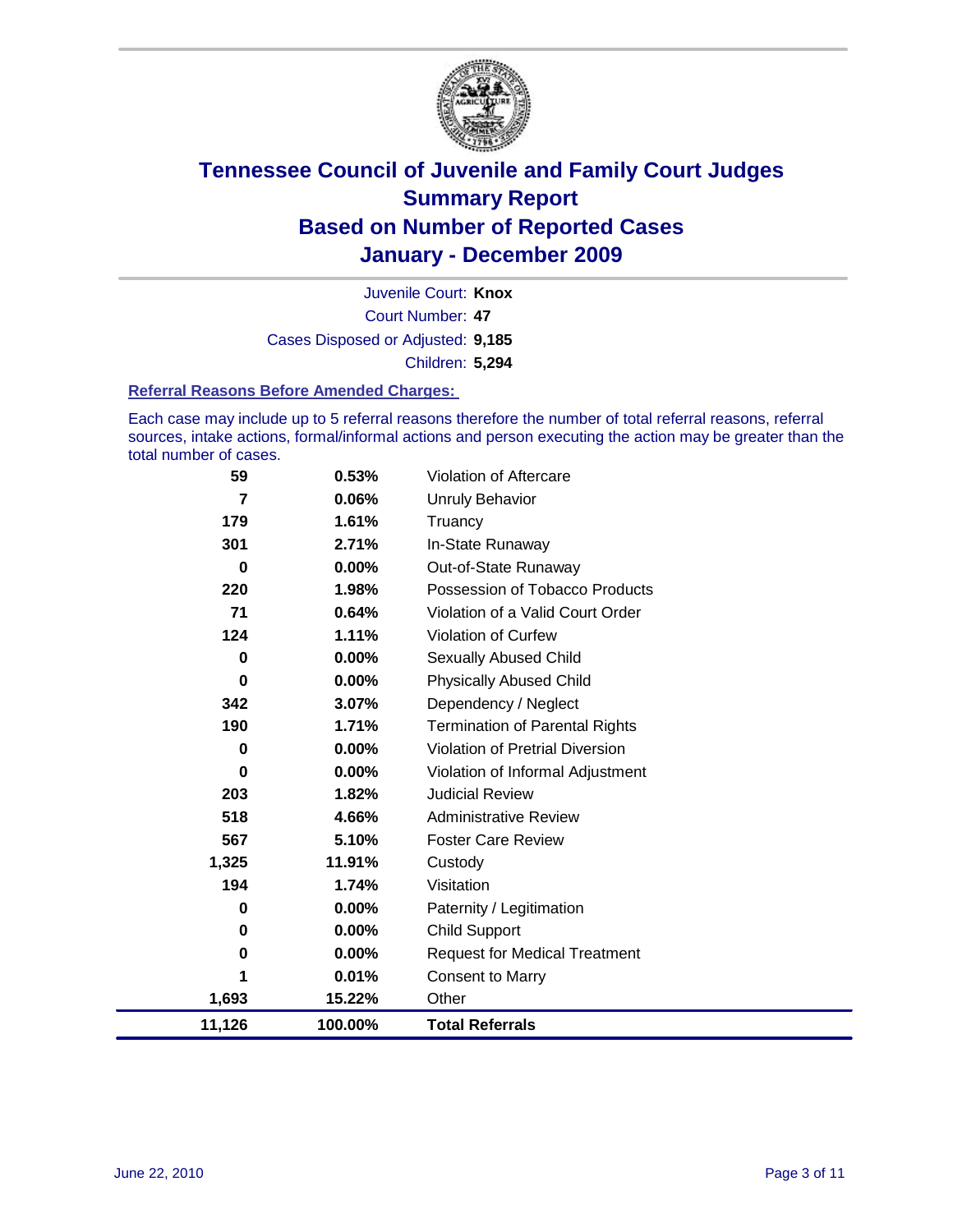# Tennessee Council of Juvenile and Family Court Judges
## Summary Report
## Based on Number of Reported Cases
## January - December 2009

Juvenile Court: **Knox**
Court Number: **47**
Cases Disposed or Adjusted: **9,185**
Children: **5,294**

### Referral Reasons Before Amended Charges:

Each case may include up to 5 referral reasons therefore the number of total referral reasons, referral sources, intake actions, formal/informal actions and person executing the action may be greater than the total number of cases.

| | | |
|---|---|---|
| 59 | 0.53% | Violation of Aftercare |
| 7 | 0.06% | Unruly Behavior |
| 179 | 1.61% | Truancy |
| 301 | 2.71% | In-State Runaway |
| 0 | 0.00% | Out-of-State Runaway |
| 220 | 1.98% | Possession of Tobacco Products |
| 71 | 0.64% | Violation of a Valid Court Order |
| 124 | 1.11% | Violation of Curfew |
| 0 | 0.00% | Sexually Abused Child |
| 0 | 0.00% | Physically Abused Child |
| 342 | 3.07% | Dependency / Neglect |
| 190 | 1.71% | Termination of Parental Rights |
| 0 | 0.00% | Violation of Pretrial Diversion |
| 0 | 0.00% | Violation of Informal Adjustment |
| 203 | 1.82% | Judicial Review |
| 518 | 4.66% | Administrative Review |
| 567 | 5.10% | Foster Care Review |
| 1,325 | 11.91% | Custody |
| 194 | 1.74% | Visitation |
| 0 | 0.00% | Paternity / Legitimation |
| 0 | 0.00% | Child Support |
| 0 | 0.00% | Request for Medical Treatment |
| 1 | 0.01% | Consent to Marry |
| 1,693 | 15.22% | Other |
| **11,126** | **100.00%** | **Total Referrals** |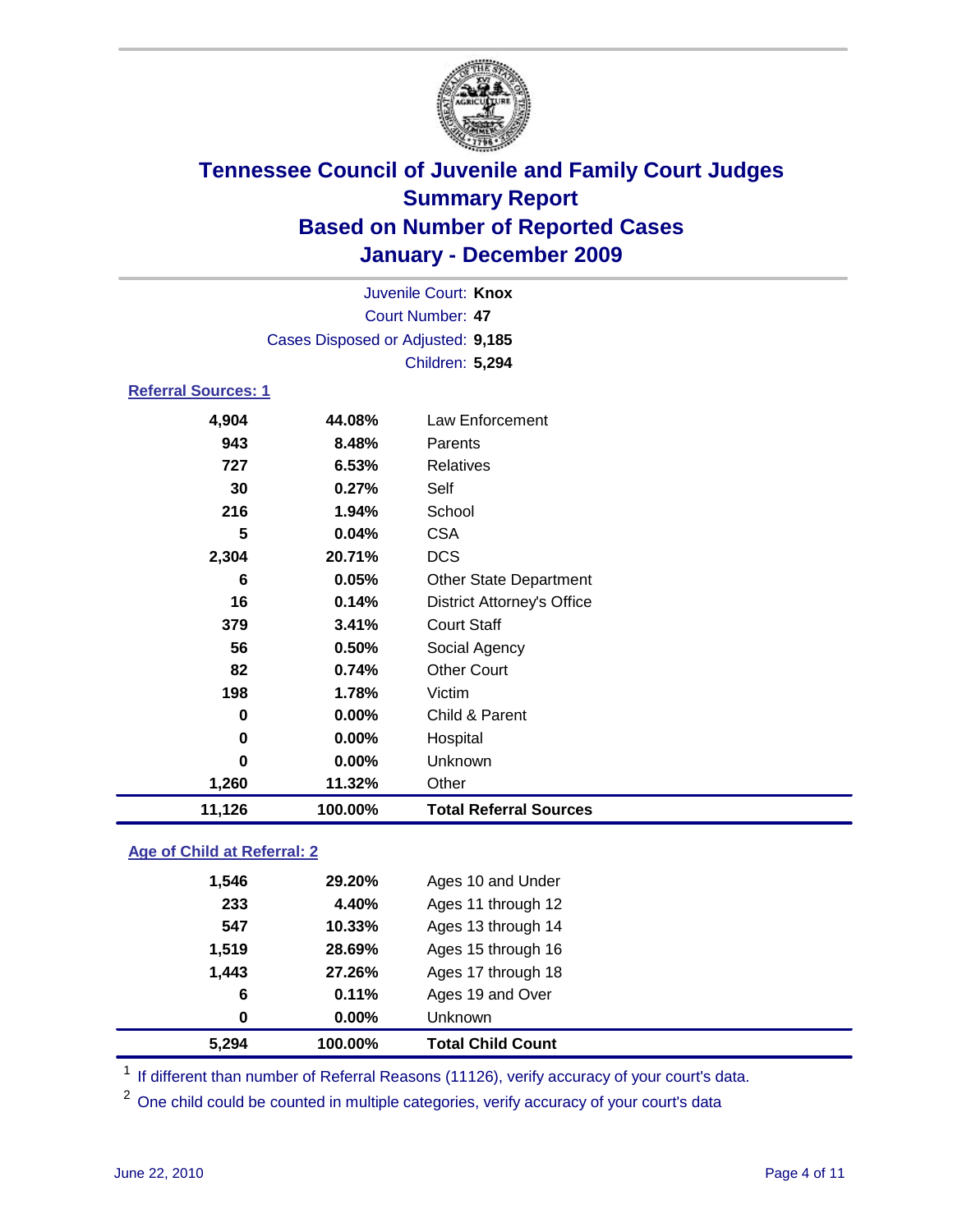# Tennessee Council of Juvenile and Family Court Judges
## Summary Report
## Based on Number of Reported Cases
## January - December 2009

Juvenile Court: **Knox**
Court Number: **47**
Cases Disposed or Adjusted: **9,185**
Children: **5,294**

### Referral Sources: 1

| | | |
|---|---|---|
| 4,904 | 44.08% | Law Enforcement |
| 943 | 8.48% | Parents |
| 727 | 6.53% | Relatives |
| 30 | 0.27% | Self |
| 216 | 1.94% | School |
| 5 | 0.04% | CSA |
| 2,304 | 20.71% | DCS |
| 6 | 0.05% | Other State Department |
| 16 | 0.14% | District Attorney's Office |
| 379 | 3.41% | Court Staff |
| 56 | 0.50% | Social Agency |
| 82 | 0.74% | Other Court |
| 198 | 1.78% | Victim |
| 0 | 0.00% | Child & Parent |
| 0 | 0.00% | Hospital |
| 0 | 0.00% | Unknown |
| 1,260 | 11.32% | Other |
| **11,126** | **100.00%** | **Total Referral Sources** |

### Age of Child at Referral: 2

| | | |
|---|---|---|
| 1,546 | 29.20% | Ages 10 and Under |
| 233 | 4.40% | Ages 11 through 12 |
| 547 | 10.33% | Ages 13 through 14 |
| 1,519 | 28.69% | Ages 15 through 16 |
| 1,443 | 27.26% | Ages 17 through 18 |
| 6 | 0.11% | Ages 19 and Over |
| 0 | 0.00% | Unknown |
| **5,294** | **100.00%** | **Total Child Count** |

[1] If different than number of Referral Reasons (11126), verify accuracy of your court's data.

[2] One child could be counted in multiple categories, verify accuracy of your court's data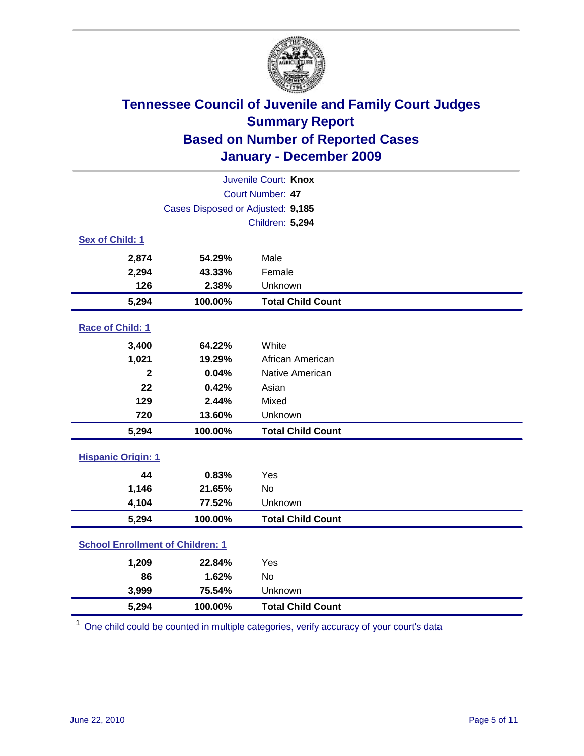# Tennessee Council of Juvenile and Family Court Judges
## Summary Report
## Based on Number of Reported Cases
## January - December 2009

Juvenile Court: **Knox**

Court Number: **47**

Cases Disposed or Adjusted: **9,185**

Children: **5,294**

### Sex of Child: 1

| | | |
|---|---|---|
| 2,874 | 54.29% | Male |
| 2,294 | 43.33% | Female |
| 126 | 2.38% | Unknown |
| **5,294** | **100.00%** | **Total Child Count** |

### Race of Child: 1

| | | |
|---|---|---|
| 3,400 | 64.22% | White |
| 1,021 | 19.29% | African American |
| 2 | 0.04% | Native American |
| 22 | 0.42% | Asian |
| 129 | 2.44% | Mixed |
| 720 | 13.60% | Unknown |
| **5,294** | **100.00%** | **Total Child Count** |

### Hispanic Origin: 1

| | | |
|---|---|---|
| 44 | 0.83% | Yes |
| 1,146 | 21.65% | No |
| 4,104 | 77.52% | Unknown |
| **5,294** | **100.00%** | **Total Child Count** |

### School Enrollment of Children: 1

| | | |
|---|---|---|
| 1,209 | 22.84% | Yes |
| 86 | 1.62% | No |
| 3,999 | 75.54% | Unknown |
| **5,294** | **100.00%** | **Total Child Count** |

[1] One child could be counted in multiple categories, verify accuracy of your court's data

June 22, 2010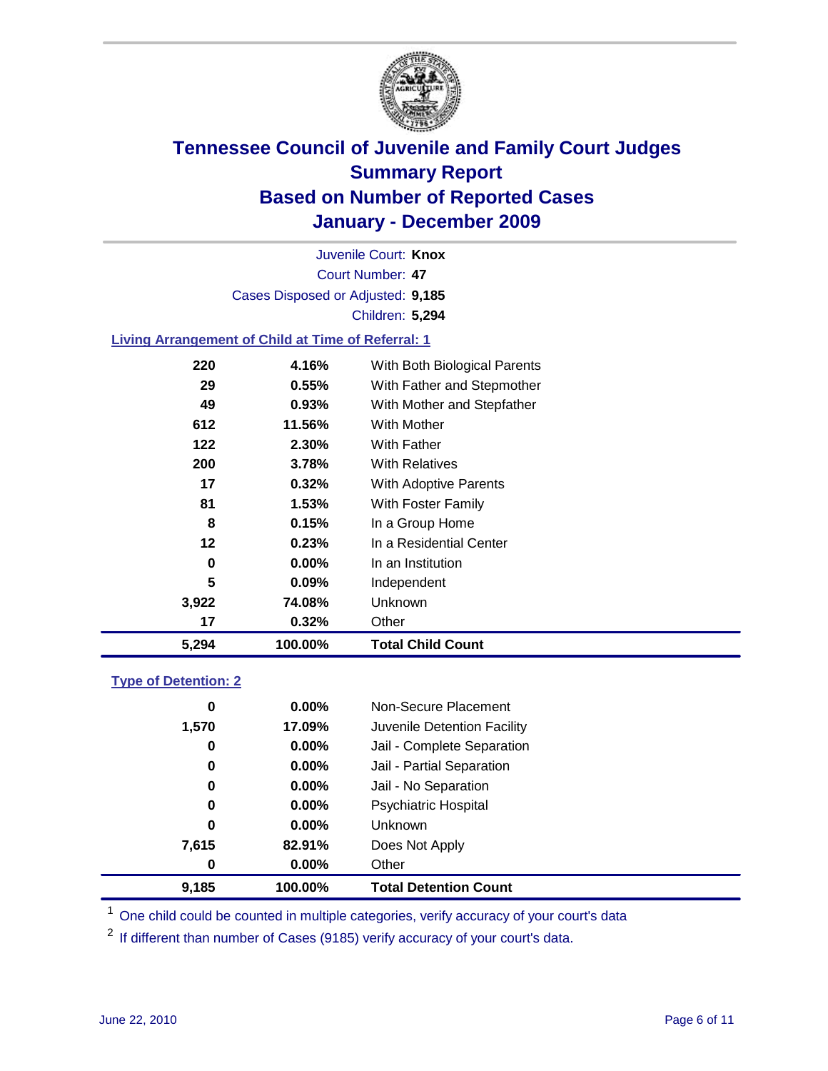# Tennessee Council of Juvenile and Family Court Judges
## Summary Report
## Based on Number of Reported Cases
## January - December 2009

Juvenile Court: **Knox**

Court Number: **47**

Cases Disposed or Adjusted: **9,185**

Children: **5,294**

### Living Arrangement of Child at Time of Referral: 1

| | | |
|---|---|---|
| 220 | 4.16% | With Both Biological Parents |
| 29 | 0.55% | With Father and Stepmother |
| 49 | 0.93% | With Mother and Stepfather |
| 612 | 11.56% | With Mother |
| 122 | 2.30% | With Father |
| 200 | 3.78% | With Relatives |
| 17 | 0.32% | With Adoptive Parents |
| 81 | 1.53% | With Foster Family |
| 8 | 0.15% | In a Group Home |
| 12 | 0.23% | In a Residential Center |
| 0 | 0.00% | In an Institution |
| 5 | 0.09% | Independent |
| 3,922 | 74.08% | Unknown |
| 17 | 0.32% | Other |
| **5,294** | **100.00%** | **Total Child Count** |

### Type of Detention: 2

| | | |
|---|---|---|
| 0 | 0.00% | Non-Secure Placement |
| 1,570 | 17.09% | Juvenile Detention Facility |
| 0 | 0.00% | Jail - Complete Separation |
| 0 | 0.00% | Jail - Partial Separation |
| 0 | 0.00% | Jail - No Separation |
| 0 | 0.00% | Psychiatric Hospital |
| 0 | 0.00% | Unknown |
| 7,615 | 82.91% | Does Not Apply |
| 0 | 0.00% | Other |
| **9,185** | **100.00%** | **Total Detention Count** |

[1] One child could be counted in multiple categories, verify accuracy of your court's data

[2] If different than number of Cases (9185) verify accuracy of your court's data.

June 22, 2010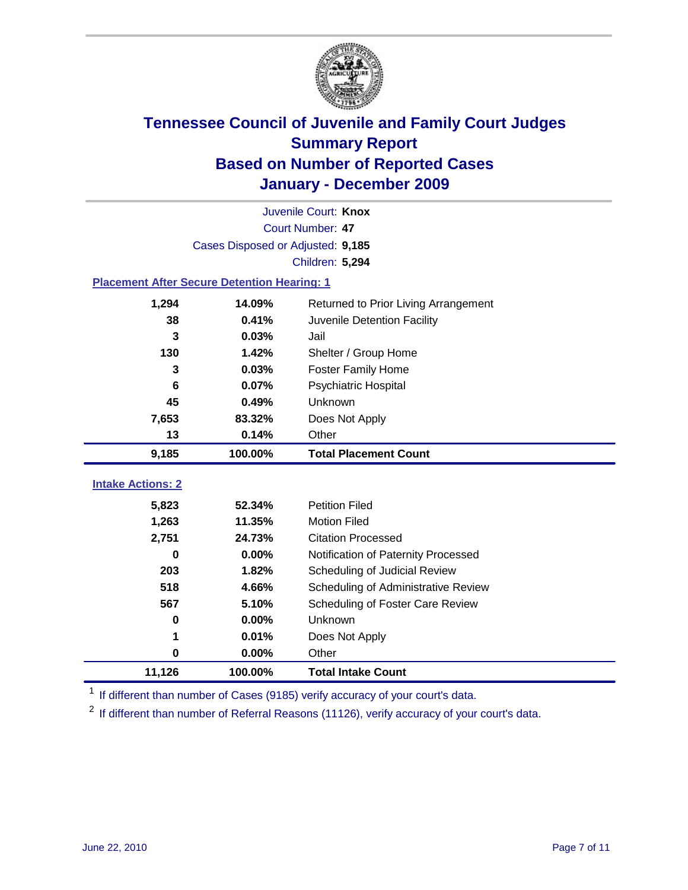# Tennessee Council of Juvenile and Family Court Judges
## Summary Report
## Based on Number of Reported Cases
## January - December 2009

Juvenile Court: **Knox**
Court Number: **47**
Cases Disposed or Adjusted: **9,185**
Children: **5,294**

### Placement After Secure Detention Hearing: 1

| | | |
|---|---|---|
| 1,294 | 14.09% | Returned to Prior Living Arrangement |
| 38 | 0.41% | Juvenile Detention Facility |
| 3 | 0.03% | Jail |
| 130 | 1.42% | Shelter / Group Home |
| 3 | 0.03% | Foster Family Home |
| 6 | 0.07% | Psychiatric Hospital |
| 45 | 0.49% | Unknown |
| 7,653 | 83.32% | Does Not Apply |
| 13 | 0.14% | Other |
| **9,185** | **100.00%** | **Total Placement Count** |

### Intake Actions: 2

| | | |
|---|---|---|
| 5,823 | 52.34% | Petition Filed |
| 1,263 | 11.35% | Motion Filed |
| 2,751 | 24.73% | Citation Processed |
| 0 | 0.00% | Notification of Paternity Processed |
| 203 | 1.82% | Scheduling of Judicial Review |
| 518 | 4.66% | Scheduling of Administrative Review |
| 567 | 5.10% | Scheduling of Foster Care Review |
| 0 | 0.00% | Unknown |
| 1 | 0.01% | Does Not Apply |
| 0 | 0.00% | Other |
| **11,126** | **100.00%** | **Total Intake Count** |

[1] If different than number of Cases (9185) verify accuracy of your court's data.

[2] If different than number of Referral Reasons (11126), verify accuracy of your court's data.

June 22, 2010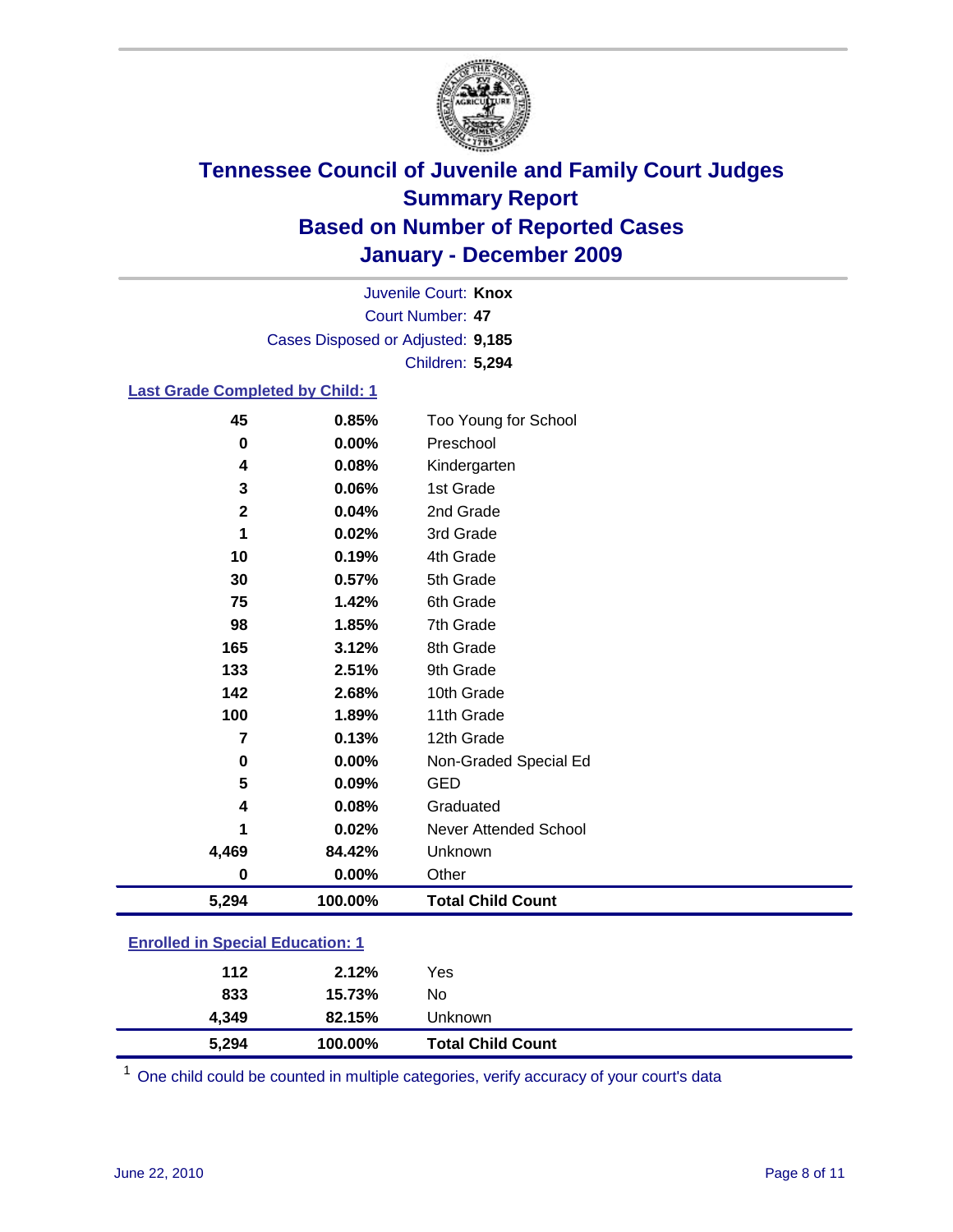# Tennessee Council of Juvenile and Family Court Judges
## Summary Report
## Based on Number of Reported Cases
## January - December 2009

Juvenile Court: **Knox**
Court Number: **47**
Cases Disposed or Adjusted: **9,185**
Children: **5,294**

### Last Grade Completed by Child: 1

| | | |
|---|---|---|
| 45 | 0.85% | Too Young for School |
| 0 | 0.00% | Preschool |
| 4 | 0.08% | Kindergarten |
| 3 | 0.06% | 1st Grade |
| 2 | 0.04% | 2nd Grade |
| 1 | 0.02% | 3rd Grade |
| 10 | 0.19% | 4th Grade |
| 30 | 0.57% | 5th Grade |
| 75 | 1.42% | 6th Grade |
| 98 | 1.85% | 7th Grade |
| 165 | 3.12% | 8th Grade |
| 133 | 2.51% | 9th Grade |
| 142 | 2.68% | 10th Grade |
| 100 | 1.89% | 11th Grade |
| 7 | 0.13% | 12th Grade |
| 0 | 0.00% | Non-Graded Special Ed |
| 5 | 0.09% | GED |
| 4 | 0.08% | Graduated |
| 1 | 0.02% | Never Attended School |
| 4,469 | 84.42% | Unknown |
| 0 | 0.00% | Other |
| **5,294** | **100.00%** | **Total Child Count** |

### Enrolled in Special Education: 1

| | | |
|---|---|---|
| 112 | 2.12% | Yes |
| 833 | 15.73% | No |
| 4,349 | 82.15% | Unknown |
| **5,294** | **100.00%** | **Total Child Count** |

[1] One child could be counted in multiple categories, verify accuracy of your court's data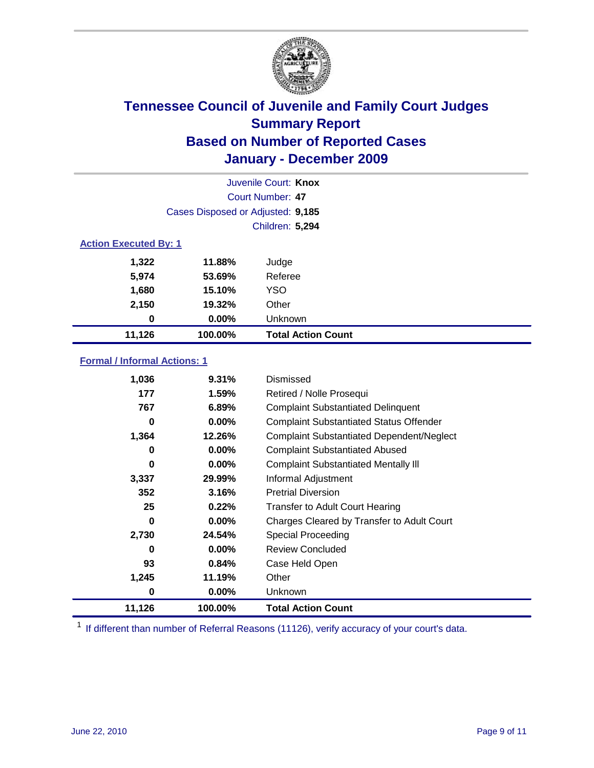# Tennessee Council of Juvenile and Family Court Judges
## Summary Report
## Based on Number of Reported Cases
## January - December 2009

Juvenile Court: **Knox**
Court Number: **47**
Cases Disposed or Adjusted: **9,185**
Children: **5,294**

### Action Executed By: 1

| | | |
|---|---|---|
| 1,322 | 11.88% | Judge |
| 5,974 | 53.69% | Referee |
| 1,680 | 15.10% | YSO |
| 2,150 | 19.32% | Other |
| 0 | 0.00% | Unknown |
| **11,126** | **100.00%** | **Total Action Count** |

### Formal / Informal Actions: 1

| | | |
|---|---|---|
| 1,036 | 9.31% | Dismissed |
| 177 | 1.59% | Retired / Nolle Prosequi |
| 767 | 6.89% | Complaint Substantiated Delinquent |
| 0 | 0.00% | Complaint Substantiated Status Offender |
| 1,364 | 12.26% | Complaint Substantiated Dependent/Neglect |
| 0 | 0.00% | Complaint Substantiated Abused |
| 0 | 0.00% | Complaint Substantiated Mentally Ill |
| 3,337 | 29.99% | Informal Adjustment |
| 352 | 3.16% | Pretrial Diversion |
| 25 | 0.22% | Transfer to Adult Court Hearing |
| 0 | 0.00% | Charges Cleared by Transfer to Adult Court |
| 2,730 | 24.54% | Special Proceeding |
| 0 | 0.00% | Review Concluded |
| 93 | 0.84% | Case Held Open |
| 1,245 | 11.19% | Other |
| 0 | 0.00% | Unknown |
| **11,126** | **100.00%** | **Total Action Count** |

[1] If different than number of Referral Reasons (11126), verify accuracy of your court's data.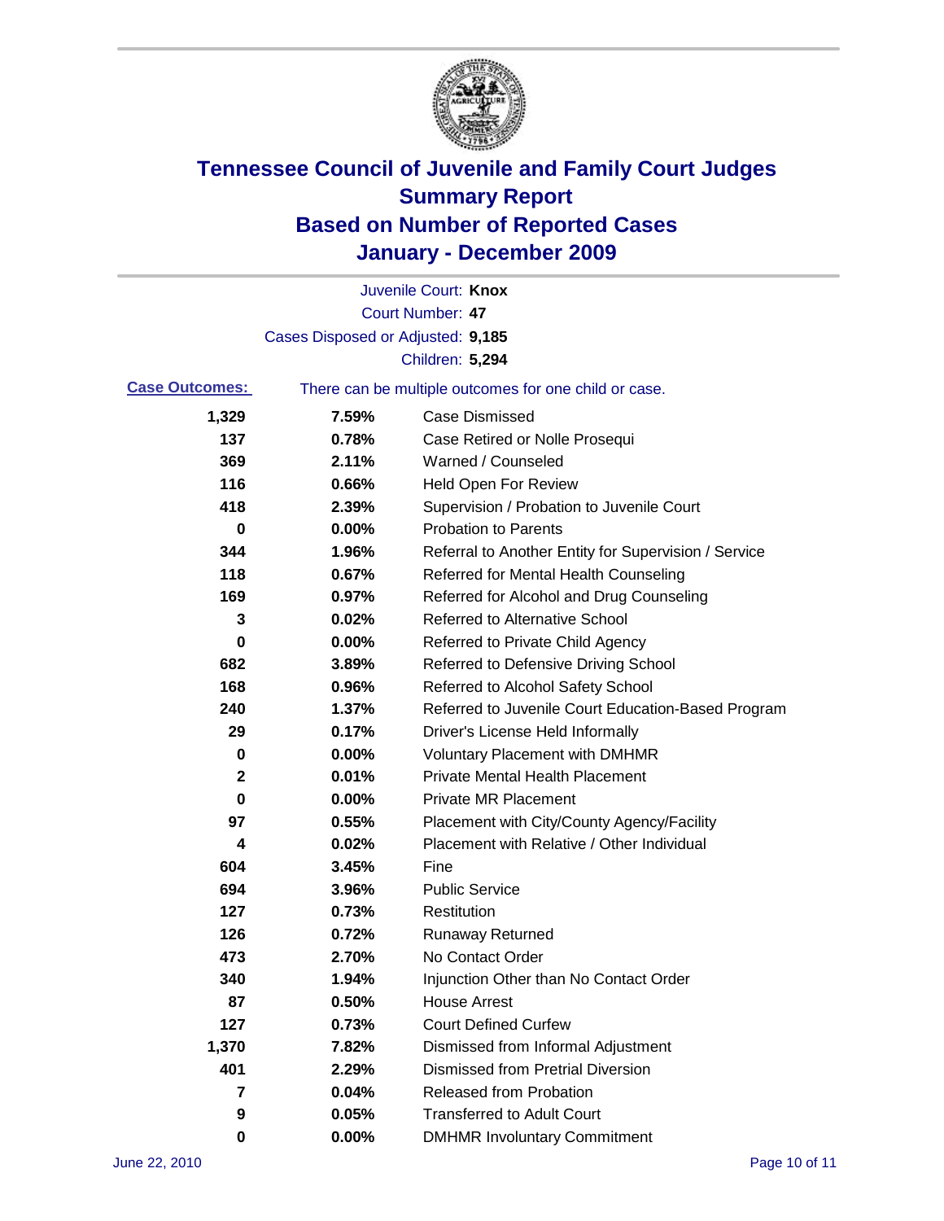# Tennessee Council of Juvenile and Family Court Judges
# Summary Report
# Based on Number of Reported Cases
# January - December 2009

Juvenile Court: **Knox**
Court Number: **47**
Cases Disposed or Adjusted: **9,185**
Children: **5,294**

**Case Outcomes:** There can be multiple outcomes for one child or case.

| | | |
|---|---|---|
| 1,329 | 7.59% | Case Dismissed |
| 137 | 0.78% | Case Retired or Nolle Prosequi |
| 369 | 2.11% | Warned / Counseled |
| 116 | 0.66% | Held Open For Review |
| 418 | 2.39% | Supervision / Probation to Juvenile Court |
| 0 | 0.00% | Probation to Parents |
| 344 | 1.96% | Referral to Another Entity for Supervision / Service |
| 118 | 0.67% | Referred for Mental Health Counseling |
| 169 | 0.97% | Referred for Alcohol and Drug Counseling |
| 3 | 0.02% | Referred to Alternative School |
| 0 | 0.00% | Referred to Private Child Agency |
| 682 | 3.89% | Referred to Defensive Driving School |
| 168 | 0.96% | Referred to Alcohol Safety School |
| 240 | 1.37% | Referred to Juvenile Court Education-Based Program |
| 29 | 0.17% | Driver's License Held Informally |
| 0 | 0.00% | Voluntary Placement with DMHMR |
| 2 | 0.01% | Private Mental Health Placement |
| 0 | 0.00% | Private MR Placement |
| 97 | 0.55% | Placement with City/County Agency/Facility |
| 4 | 0.02% | Placement with Relative / Other Individual |
| 604 | 3.45% | Fine |
| 694 | 3.96% | Public Service |
| 127 | 0.73% | Restitution |
| 126 | 0.72% | Runaway Returned |
| 473 | 2.70% | No Contact Order |
| 340 | 1.94% | Injunction Other than No Contact Order |
| 87 | 0.50% | House Arrest |
| 127 | 0.73% | Court Defined Curfew |
| 1,370 | 7.82% | Dismissed from Informal Adjustment |
| 401 | 2.29% | Dismissed from Pretrial Diversion |
| 7 | 0.04% | Released from Probation |
| 9 | 0.05% | Transferred to Adult Court |
| 0 | 0.00% | DMHMR Involuntary Commitment |

June 22, 2010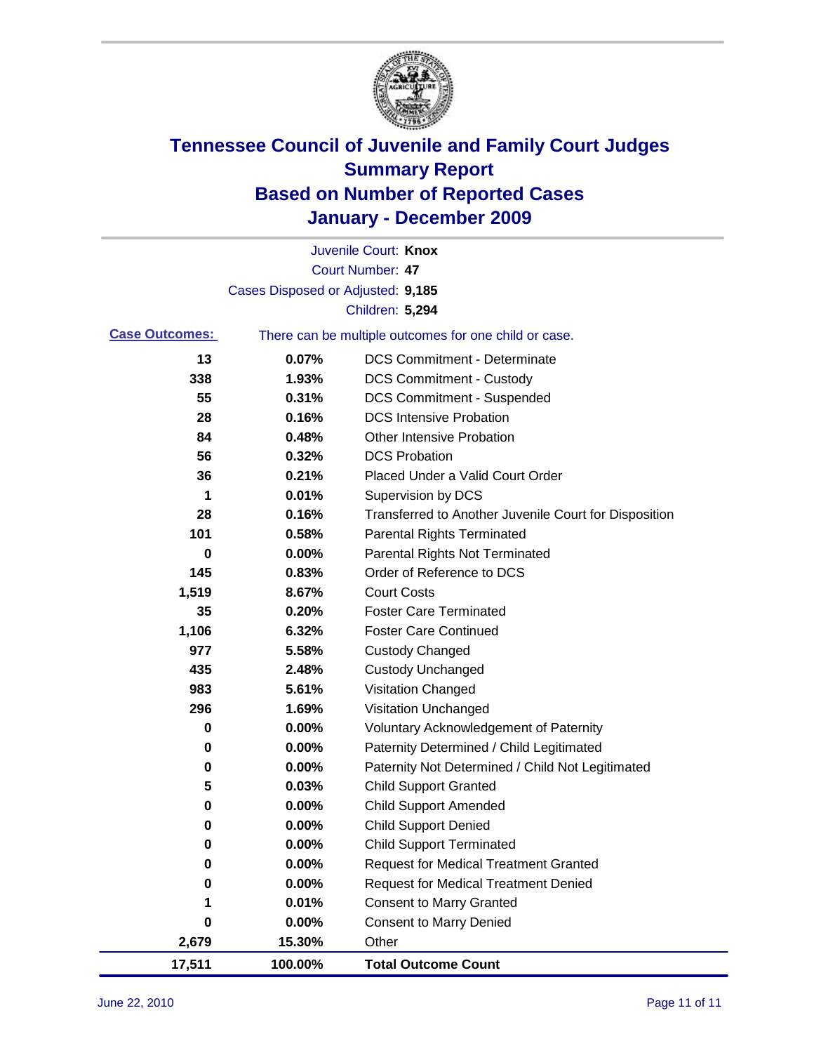# Tennessee Council of Juvenile and Family Court Judges
# Summary Report
# Based on Number of Reported Cases
# January - December 2009

Juvenile Court: **Knox**

Court Number: **47**

Cases Disposed or Adjusted: **9,185**

Children: **5,294**

**Case Outcomes:** There can be multiple outcomes for one child or case.

| | | |
|---|---|---|
| 13 | 0.07% | DCS Commitment - Determinate |
| 338 | 1.93% | DCS Commitment - Custody |
| 55 | 0.31% | DCS Commitment - Suspended |
| 28 | 0.16% | DCS Intensive Probation |
| 84 | 0.48% | Other Intensive Probation |
| 56 | 0.32% | DCS Probation |
| 36 | 0.21% | Placed Under a Valid Court Order |
| 1 | 0.01% | Supervision by DCS |
| 28 | 0.16% | Transferred to Another Juvenile Court for Disposition |
| 101 | 0.58% | Parental Rights Terminated |
| 0 | 0.00% | Parental Rights Not Terminated |
| 145 | 0.83% | Order of Reference to DCS |
| 1,519 | 8.67% | Court Costs |
| 35 | 0.20% | Foster Care Terminated |
| 1,106 | 6.32% | Foster Care Continued |
| 977 | 5.58% | Custody Changed |
| 435 | 2.48% | Custody Unchanged |
| 983 | 5.61% | Visitation Changed |
| 296 | 1.69% | Visitation Unchanged |
| 0 | 0.00% | Voluntary Acknowledgement of Paternity |
| 0 | 0.00% | Paternity Determined / Child Legitimated |
| 0 | 0.00% | Paternity Not Determined / Child Not Legitimated |
| 5 | 0.03% | Child Support Granted |
| 0 | 0.00% | Child Support Amended |
| 0 | 0.00% | Child Support Denied |
| 0 | 0.00% | Child Support Terminated |
| 0 | 0.00% | Request for Medical Treatment Granted |
| 0 | 0.00% | Request for Medical Treatment Denied |
| 1 | 0.01% | Consent to Marry Granted |
| 0 | 0.00% | Consent to Marry Denied |
| 2,679 | 15.30% | Other |
| **17,511** | **100.00%** | **Total Outcome Count** |

June 22, 2010